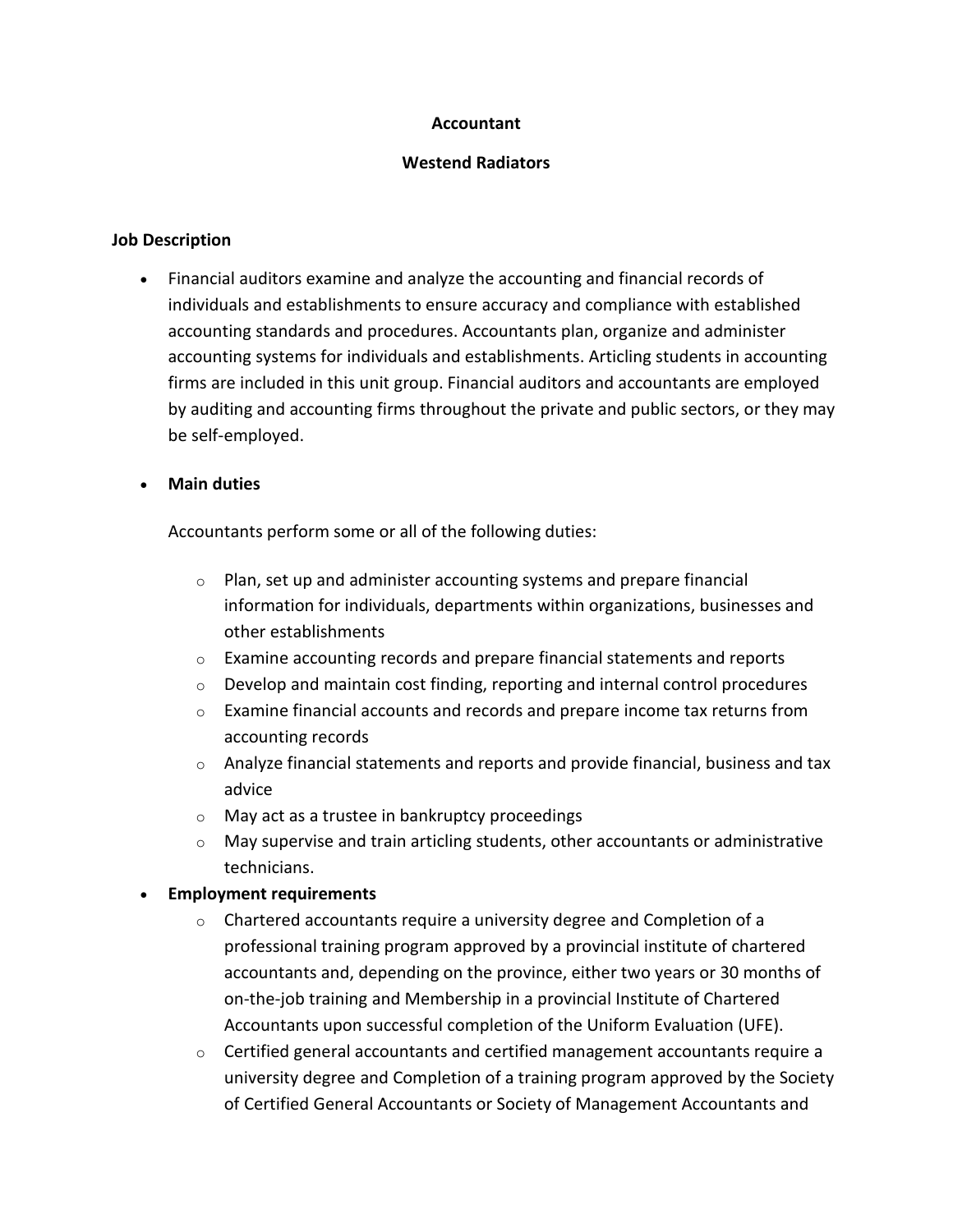**Accountant**

**Westend Radiators**

**Job Description**

- Financial auditors examine and analyze the accounting and financial records of individuals and establishments to ensure accuracy and compliance with established accounting standards and procedures. Accountants plan, organize and administer accounting systems for individuals and establishments. Articling students in accounting firms are included in this unit group. Financial auditors and accountants are employed by auditing and accounting firms throughout the private and public sectors, or they may be self-employed.

- **Main duties**

  Accountants perform some or all of the following duties:

  - Plan, set up and administer accounting systems and prepare financial information for individuals, departments within organizations, businesses and other establishments
  - Examine accounting records and prepare financial statements and reports
  - Develop and maintain cost finding, reporting and internal control procedures
  - Examine financial accounts and records and prepare income tax returns from accounting records
  - Analyze financial statements and reports and provide financial, business and tax advice
  - May act as a trustee in bankruptcy proceedings
  - May supervise and train articling students, other accountants or administrative technicians.
- **Employment requirements**
  - Chartered accountants require a university degree and Completion of a professional training program approved by a provincial institute of chartered accountants and, depending on the province, either two years or 30 months of on-the-job training and Membership in a provincial Institute of Chartered Accountants upon successful completion of the Uniform Evaluation (UFE).
  - Certified general accountants and certified management accountants require a university degree and Completion of a training program approved by the Society of Certified General Accountants or Society of Management Accountants and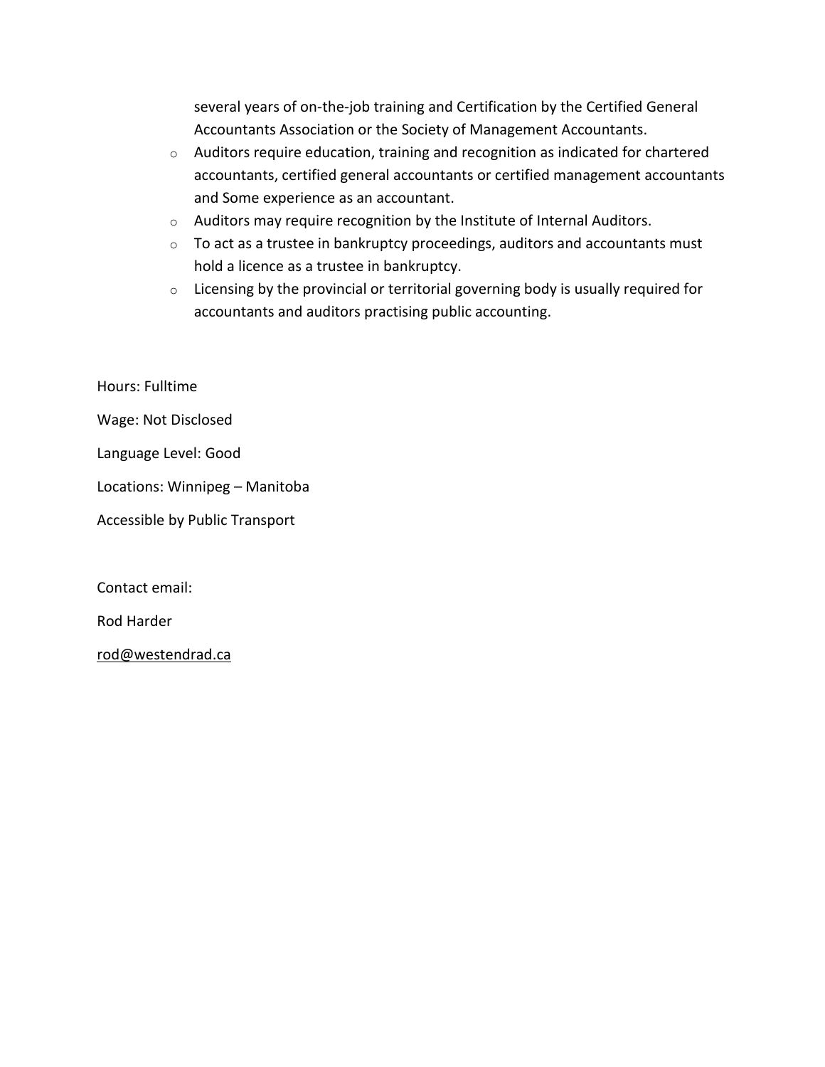several years of on-the-job training and Certification by the Certified General Accountants Association or the Society of Management Accountants.

- Auditors require education, training and recognition as indicated for chartered accountants, certified general accountants or certified management accountants and Some experience as an accountant.
- Auditors may require recognition by the Institute of Internal Auditors.
- To act as a trustee in bankruptcy proceedings, auditors and accountants must hold a licence as a trustee in bankruptcy.
- Licensing by the provincial or territorial governing body is usually required for accountants and auditors practising public accounting.

Hours: Fulltime

Wage: Not Disclosed

Language Level: Good

Locations: Winnipeg – Manitoba

Accessible by Public Transport

Contact email:

Rod Harder

rod@westendrad.ca